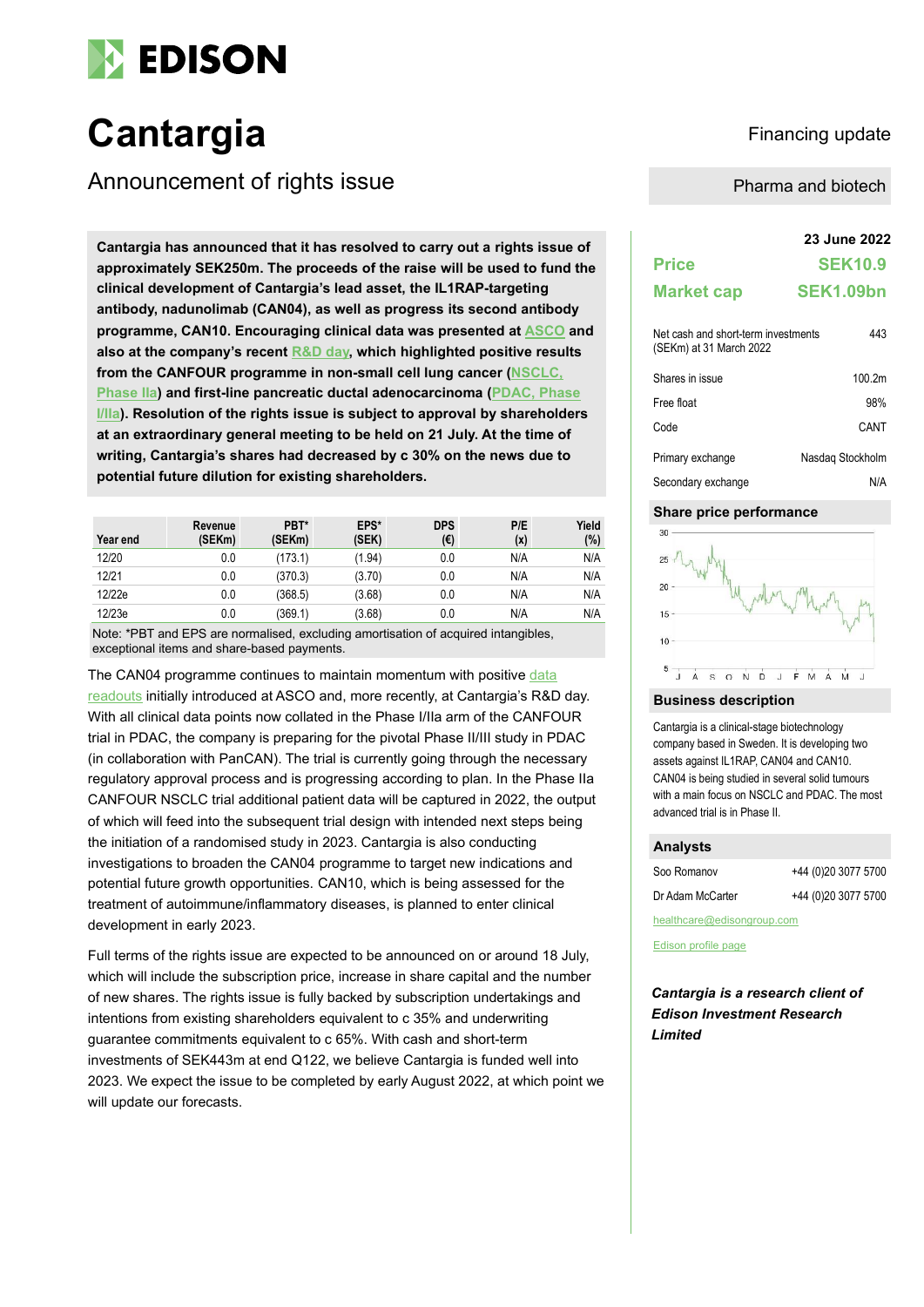# EDISON

# Cantargia

## Announcement of rights issue

Financing update

Pharma and biotech

**Cantargia has announced that it has resolved to carry out a rights issue of approximately SEK250m. The proceeds of the raise will be used to fund the clinical development of Cantargia's lead asset, the IL1RAP-targeting antibody, nadunolimab (CAN04), as well as progress its second antibody programme, CAN10. Encouraging clinical data was presented at ASCO and also at the company's recent R&D day, which highlighted positive results from the CANFOUR programme in non-small cell lung cancer (NSCLC, Phase IIa) and first-line pancreatic ductal adenocarcinoma (PDAC, Phase I/IIa). Resolution of the rights issue is subject to approval by shareholders at an extraordinary general meeting to be held on 21 July. At the time of writing, Cantargia's shares had decreased by c 30% on the news due to potential future dilution for existing shareholders.**

| Year end | Revenue (SEKm) | PBT* (SEKm) | EPS* (SEK) | DPS (€) | P/E (x) | Yield (%) |
|---|---|---|---|---|---|---|
| 12/20 | 0.0 | (173.1) | (1.94) | 0.0 | N/A | N/A |
| 12/21 | 0.0 | (370.3) | (3.70) | 0.0 | N/A | N/A |
| 12/22e | 0.0 | (368.5) | (3.68) | 0.0 | N/A | N/A |
| 12/23e | 0.0 | (369.1) | (3.68) | 0.0 | N/A | N/A |

Note: *PBT and EPS are normalised, excluding amortisation of acquired intangibles, exceptional items and share-based payments.

The CAN04 programme continues to maintain momentum with positive data readouts initially introduced at ASCO and, more recently, at Cantargia's R&D day. With all clinical data points now collated in the Phase I/IIa arm of the CANFOUR trial in PDAC, the company is preparing for the pivotal Phase II/III study in PDAC (in collaboration with PanCAN). The trial is currently going through the necessary regulatory approval process and is progressing according to plan. In the Phase IIa CANFOUR NSCLC trial additional patient data will be captured in 2022, the output of which will feed into the subsequent trial design with intended next steps being the initiation of a randomised study in 2023. Cantargia is also conducting investigations to broaden the CAN04 programme to target new indications and potential future growth opportunities. CAN10, which is being assessed for the treatment of autoimmune/inflammatory diseases, is planned to enter clinical development in early 2023.

Full terms of the rights issue are expected to be announced on or around 18 July, which will include the subscription price, increase in share capital and the number of new shares. The rights issue is fully backed by subscription undertakings and intentions from existing shareholders equivalent to c 35% and underwriting guarantee commitments equivalent to c 65%. With cash and short-term investments of SEK443m at end Q122, we believe Cantargia is funded well into 2023. We expect the issue to be completed by early August 2022, at which point we will update our forecasts.

**23 June 2022**

| | |
|---|---|
| **Price** | **SEK10.9** |
| **Market cap** | **SEK1.09bn** |

| | |
|---|---|
| Net cash and short-term investments (SEKm) at 31 March 2022 | 443 |
| Shares in issue | 100.2m |
| Free float | 98% |
| Code | CANT |
| Primary exchange | Nasdaq Stockholm |
| Secondary exchange | N/A |

### Share price performance

30
25
20
15
10
5
J A S O N D J F M A M J

### Business description

Cantargia is a clinical-stage biotechnology company based in Sweden. It is developing two assets against IL1RAP, CAN04 and CAN10. CAN04 is being studied in several solid tumours with a main focus on NSCLC and PDAC. The most advanced trial is in Phase II.

### Analysts

| | |
|---|---|
| Soo Romanov | +44 (0)20 3077 5700 |
| Dr Adam McCarter | +44 (0)20 3077 5700 |

healthcare@edisongroup.com

Edison profile page

***Cantargia is a research client of Edison Investment Research Limited***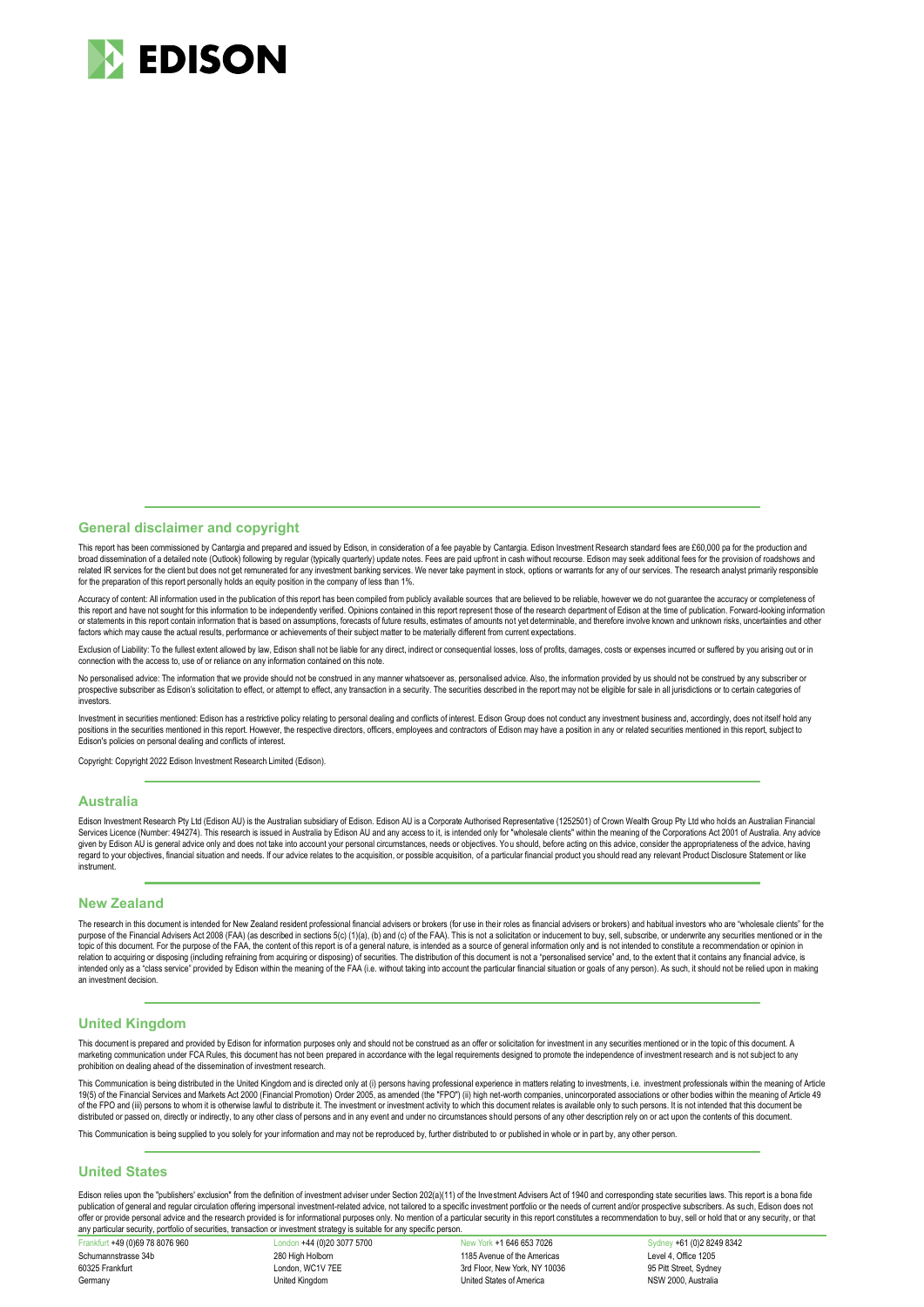# EDISON

## General disclaimer and copyright

This report has been commissioned by Cantargia and prepared and issued by Edison, in consideration of a fee payable by Cantargia. Edison Investment Research standard fees are £60,000 pa for the production and broad dissemination of a detailed note (Outlook) following by regular (typically quarterly) update notes. Fees are paid upfront in cash without recourse. Edison may seek additional fees for the provision of roadshows and related IR services for the client but does not get remunerated for any investment banking services. We never take payment in stock, options or warrants for any of our services. The research analyst primarily responsible for the preparation of this report personally holds an equity position in the company of less than 1%.

Accuracy of content: All information used in the publication of this report has been compiled from publicly available sources that are believed to be reliable, however we do not guarantee the accuracy or completeness of this report and have not sought for this information to be independently verified. Opinions contained in this report represent those of the research department of Edison at the time of publication. Forward-looking information or statements in this report contain information that is based on assumptions, forecasts of future results, estimates of amounts not yet determinable, and therefore involve known and unknown risks, uncertainties and other factors which may cause the actual results, performance or achievements of their subject matter to be materially different from current expectations.

Exclusion of Liability: To the fullest extent allowed by law, Edison shall not be liable for any direct, indirect or consequential losses, loss of profits, damages, costs or expenses incurred or suffered by you arising out or in connection with the access to, use of or reliance on any information contained on this note.

No personalised advice: The information that we provide should not be construed in any manner whatsoever as, personalised advice. Also, the information provided by us should not be construed by any subscriber or prospective subscriber as Edison's solicitation to effect, or attempt to effect, any transaction in a security. The securities described in the report may not be eligible for sale in all jurisdictions or to certain categories of investors.

Investment in securities mentioned: Edison has a restrictive policy relating to personal dealing and conflicts of interest. Edison Group does not conduct any investment business and, accordingly, does not itself hold any positions in the securities mentioned in this report. However, the respective directors, officers, employees and contractors of Edison may have a position in any or related securities mentioned in this report, subject to Edison's policies on personal dealing and conflicts of interest.

Copyright: Copyright 2022 Edison Investment Research Limited (Edison).

## Australia

Edison Investment Research Pty Ltd (Edison AU) is the Australian subsidiary of Edison. Edison AU is a Corporate Authorised Representative (1252501) of Crown Wealth Group Pty Ltd who holds an Australian Financial Services Licence (Number: 494274). This research is issued in Australia by Edison AU and any access to it, is intended only for "wholesale clients" within the meaning of the Corporations Act 2001 of Australia. Any advice given by Edison AU is general advice only and does not take into account your personal circumstances, needs or objectives. You should, before acting on this advice, consider the appropriateness of the advice, having regard to your objectives, financial situation and needs. If our advice relates to the acquisition, or possible acquisition, of a particular financial product you should read any relevant Product Disclosure Statement or like instrument.

## New Zealand

The research in this document is intended for New Zealand resident professional financial advisers or brokers (for use in their roles as financial advisers or brokers) and habitual investors who are "wholesale clients" for the purpose of the Financial Advisers Act 2008 (FAA) (as described in sections 5(c) (1)(a), (b) and (c) of the FAA). This is not a solicitation or inducement to buy, sell, subscribe, or underwrite any securities mentioned or in the topic of this document. For the purpose of the FAA, the content of this report is of a general nature, is intended as a source of general information only and is not intended to constitute a recommendation or opinion in relation to acquiring or disposing (including refraining from acquiring or disposing) of securities. The distribution of this document is not a "personalised service" and, to the extent that it contains any financial advice, is intended only as a "class service" provided by Edison within the meaning of the FAA (i.e. without taking into account the particular financial situation or goals of any person). As such, it should not be relied upon in making an investment decision.

## United Kingdom

This document is prepared and provided by Edison for information purposes only and should not be construed as an offer or solicitation for investment in any securities mentioned or in the topic of this document. A marketing communication under FCA Rules, this document has not been prepared in accordance with the legal requirements designed to promote the independence of investment research and is not subject to any prohibition on dealing ahead of the dissemination of investment research.

This Communication is being distributed in the United Kingdom and is directed only at (i) persons having professional experience in matters relating to investments, i.e. investment professionals within the meaning of Article 19(5) of the Financial Services and Markets Act 2000 (Financial Promotion) Order 2005, as amended (the "FPO") (ii) high net-worth companies, unincorporated associations or other bodies within the meaning of Article 49 of the FPO and (iii) persons to whom it is otherwise lawful to distribute it. The investment or investment activity to which this document relates is available only to such persons. It is not intended that this document be distributed or passed on, directly or indirectly, to any other class of persons and in any event and under no circumstances should persons of any other description rely on or act upon the contents of this document.

This Communication is being supplied to you solely for your information and may not be reproduced by, further distributed to or published in whole or in part by, any other person.

## United States

Edison relies upon the "publishers' exclusion" from the definition of investment adviser under Section 202(a)(11) of the Investment Advisers Act of 1940 and corresponding state securities laws. This report is a bona fide publication of general and regular circulation offering impersonal investment-related advice, not tailored to a specific investment portfolio or the needs of current and/or prospective subscribers. As such, Edison does not offer or provide personal advice and the research provided is for informational purposes only. No mention of a particular security in this report constitutes a recommendation to buy, sell or hold that or any security, or that any particular security, portfolio of securities, transaction or investment strategy is suitable for any specific person.

Frankfurt +49 (0)69 78 8076 960
Schumannstrasse 34b
60325 Frankfurt
Germany

London +44 (0)20 3077 5700
280 High Holborn
London, WC1V 7EE
United Kingdom

New York +1 646 653 7026
1185 Avenue of the Americas
3rd Floor, New York, NY 10036
United States of America

Sydney +61 (0)2 8249 8342
Level 4, Office 1205
95 Pitt Street, Sydney
NSW 2000, Australia